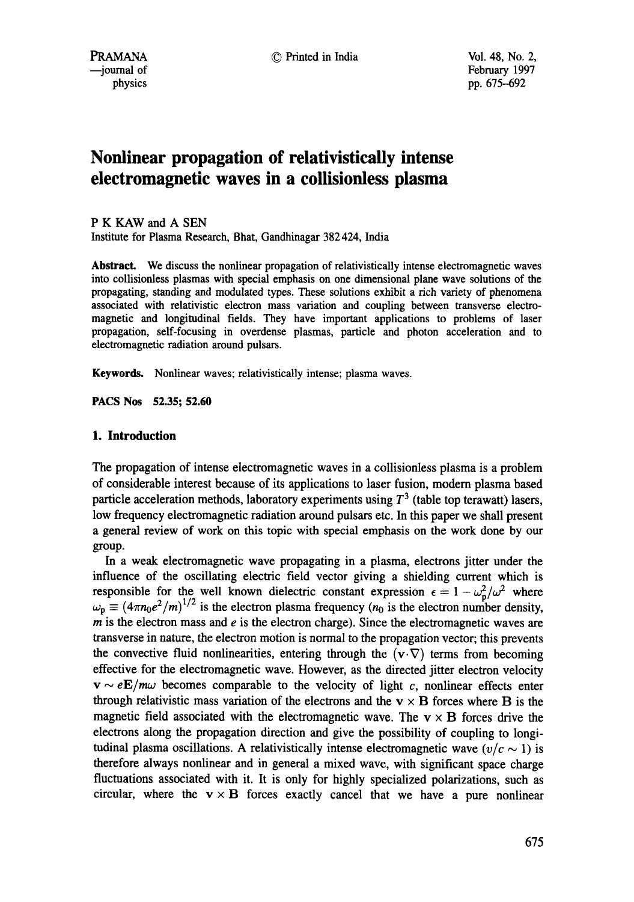# Nonlinear propagation of relativistically intense electromagnetic waves in a collisionless plasma

P K KAW and A SEN

Institute for Plasma Research, Bhat, Gandhinagar 382 424, India

**Abstract.** We discuss the nonlinear propagation of relativistically intense electromagnetic waves into collisionless plasmas with special emphasis on one dimensional plane wave solutions of the propagating, standing and modulated types. These solutions exhibit a rich variety of phenomena associated with relativistic electron mass variation and coupling between transverse electromagnetic and longitudinal fields. They have important applications to problems of laser propagation, self-focusing in overdense plasmas, particle and photon acceleration and to electromagnetic radiation around pulsars.

**Keywords.** Nonlinear waves; relativistically intense; plasma waves.

**PACS Nos 52.35; 52.60**

## 1. Introduction

The propagation of intense electromagnetic waves in a collisionless plasma is a problem of considerable interest because of its applications to laser fusion, modern plasma based particle acceleration methods, laboratory experiments using $T^3$ (table top terawatt) lasers, low frequency electromagnetic radiation around pulsars etc. In this paper we shall present a general review of work on this topic with special emphasis on the work done by our group.

In a weak electromagnetic wave propagating in a plasma, electrons jitter under the influence of the oscillating electric field vector giving a shielding current which is responsible for the well known dielectric constant expression $\epsilon = 1 - \omega_p^2/\omega^2$ where $\omega_p \equiv (4\pi n_0 e^2/m)^{1/2}$ is the electron plasma frequency ($n_0$ is the electron number density, $m$ is the electron mass and $e$ is the electron charge). Since the electromagnetic waves are transverse in nature, the electron motion is normal to the propagation vector; this prevents the convective fluid nonlinearities, entering through the $(\mathbf{v}\cdot\nabla)$ terms from becoming effective for the electromagnetic wave. However, as the directed jitter electron velocity $\mathbf{v} \sim e\mathbf{E}/m\omega$ becomes comparable to the velocity of light $c$, nonlinear effects enter through relativistic mass variation of the electrons and the $\mathbf{v} \times \mathbf{B}$ forces where $\mathbf{B}$ is the magnetic field associated with the electromagnetic wave. The $\mathbf{v} \times \mathbf{B}$ forces drive the electrons along the propagation direction and give the possibility of coupling to longitudinal plasma oscillations. A relativistically intense electromagnetic wave ($v/c \sim 1$) is therefore always nonlinear and in general a mixed wave, with significant space charge fluctuations associated with it. It is only for highly specialized polarizations, such as circular, where the $\mathbf{v} \times \mathbf{B}$ forces exactly cancel that we have a pure nonlinear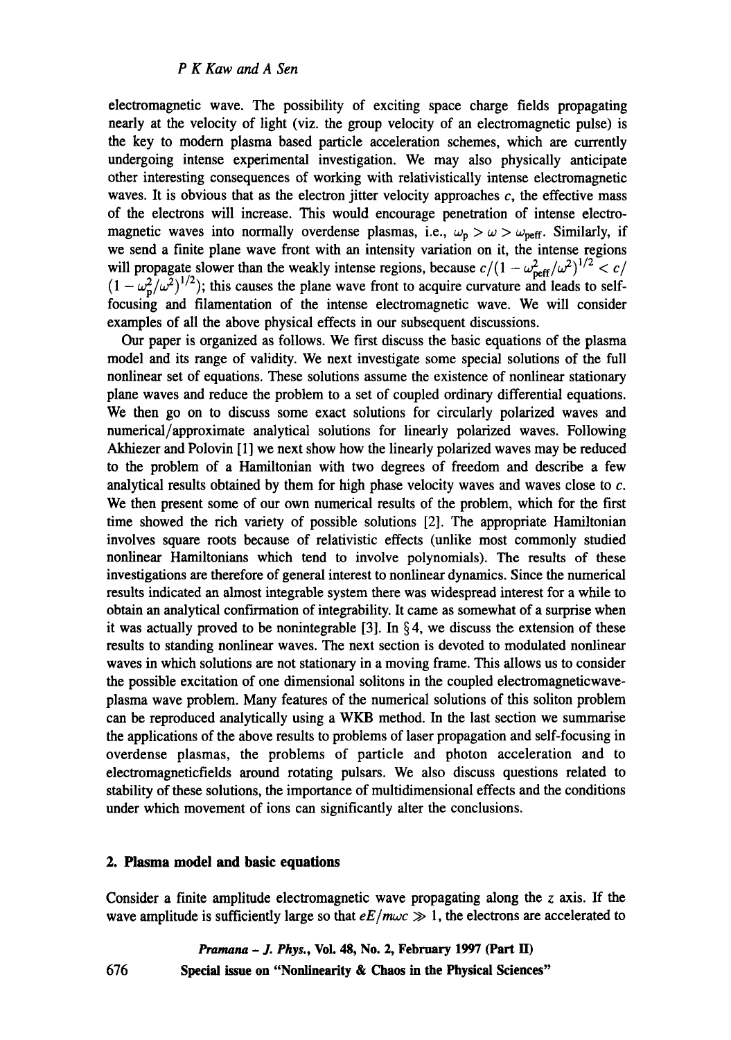electromagnetic wave. The possibility of exciting space charge fields propagating nearly at the velocity of light (viz. the group velocity of an electromagnetic pulse) is the key to modern plasma based particle acceleration schemes, which are currently undergoing intense experimental investigation. We may also physically anticipate other interesting consequences of working with relativistically intense electromagnetic waves. It is obvious that as the electron jitter velocity approaches $c$, the effective mass of the electrons will increase. This would encourage penetration of intense electromagnetic waves into normally overdense plasmas, i.e., $\omega_p > \omega > \omega_{peff}$. Similarly, if we send a finite plane wave front with an intensity variation on it, the intense regions will propagate slower than the weakly intense regions, because $c/(1 - \omega_{peff}^2/\omega^2)^{1/2} < c/(1 - \omega_p^2/\omega^2)^{1/2}$); this causes the plane wave front to acquire curvature and leads to self-focusing and filamentation of the intense electromagnetic wave. We will consider examples of all the above physical effects in our subsequent discussions.

Our paper is organized as follows. We first discuss the basic equations of the plasma model and its range of validity. We next investigate some special solutions of the full nonlinear set of equations. These solutions assume the existence of nonlinear stationary plane waves and reduce the problem to a set of coupled ordinary differential equations. We then go on to discuss some exact solutions for circularly polarized waves and numerical/approximate analytical solutions for linearly polarized waves. Following Akhiezer and Polovin [1] we next show how the linearly polarized waves may be reduced to the problem of a Hamiltonian with two degrees of freedom and describe a few analytical results obtained by them for high phase velocity waves and waves close to $c$. We then present some of our own numerical results of the problem, which for the first time showed the rich variety of possible solutions [2]. The appropriate Hamiltonian involves square roots because of relativistic effects (unlike most commonly studied nonlinear Hamiltonians which tend to involve polynomials). The results of these investigations are therefore of general interest to nonlinear dynamics. Since the numerical results indicated an almost integrable system there was widespread interest for a while to obtain an analytical confirmation of integrability. It came as somewhat of a surprise when it was actually proved to be nonintegrable [3]. In § 4, we discuss the extension of these results to standing nonlinear waves. The next section is devoted to modulated nonlinear waves in which solutions are not stationary in a moving frame. This allows us to consider the possible excitation of one dimensional solitons in the coupled electromagneticwave-plasma wave problem. Many features of the numerical solutions of this soliton problem can be reproduced analytically using a WKB method. In the last section we summarise the applications of the above results to problems of laser propagation and self-focusing in overdense plasmas, the problems of particle and photon acceleration and to electromagneticfields around rotating pulsars. We also discuss questions related to stability of these solutions, the importance of multidimensional effects and the conditions under which movement of ions can significantly alter the conclusions.

## 2. Plasma model and basic equations

Consider a finite amplitude electromagnetic wave propagating along the $z$ axis. If the wave amplitude is sufficiently large so that $eE/m\omega c \gg 1$, the electrons are accelerated to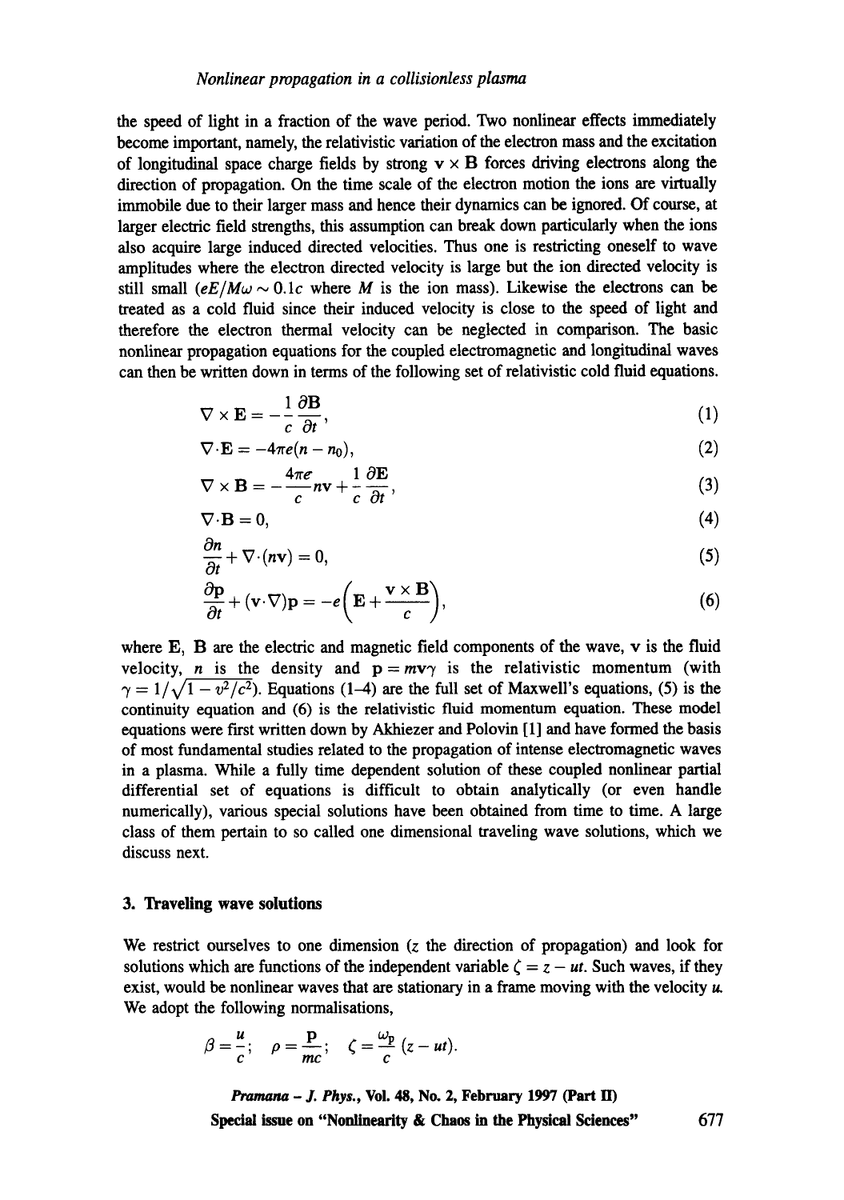the speed of light in a fraction of the wave period. Two nonlinear effects immediately become important, namely, the relativistic variation of the electron mass and the excitation of longitudinal space charge fields by strong $\mathbf{v} \times \mathbf{B}$ forces driving electrons along the direction of propagation. On the time scale of the electron motion the ions are virtually immobile due to their larger mass and hence their dynamics can be ignored. Of course, at larger electric field strengths, this assumption can break down particularly when the ions also acquire large induced directed velocities. Thus one is restricting oneself to wave amplitudes where the electron directed velocity is large but the ion directed velocity is still small ($eE/M\omega \sim 0.1c$ where $M$ is the ion mass). Likewise the electrons can be treated as a cold fluid since their induced velocity is close to the speed of light and therefore the electron thermal velocity can be neglected in comparison. The basic nonlinear propagation equations for the coupled electromagnetic and longitudinal waves can then be written down in terms of the following set of relativistic cold fluid equations.

$$\nabla \times \mathbf{E} = -\frac{1}{c}\frac{\partial \mathbf{B}}{\partial t}, \tag{1}$$

$$\nabla \cdot \mathbf{E} = -4\pi e(n - n_0), \tag{2}$$

$$\nabla \times \mathbf{B} = -\frac{4\pi e}{c} n\mathbf{v} + \frac{1}{c}\frac{\partial \mathbf{E}}{\partial t}, \tag{3}$$

$$\nabla \cdot \mathbf{B} = 0, \tag{4}$$

$$\frac{\partial n}{\partial t} + \nabla \cdot (n\mathbf{v}) = 0, \tag{5}$$

$$\frac{\partial \mathbf{p}}{\partial t} + (\mathbf{v} \cdot \nabla)\mathbf{p} = -e\left(\mathbf{E} + \frac{\mathbf{v} \times \mathbf{B}}{c}\right), \tag{6}$$

where $\mathbf{E}$, $\mathbf{B}$ are the electric and magnetic field components of the wave, $\mathbf{v}$ is the fluid velocity, $n$ is the density and $\mathbf{p} = m\mathbf{v}\gamma$ is the relativistic momentum (with $\gamma = 1/\sqrt{1 - v^2/c^2}$). Equations (1–4) are the full set of Maxwell's equations, (5) is the continuity equation and (6) is the relativistic fluid momentum equation. These model equations were first written down by Akhiezer and Polovin [1] and have formed the basis of most fundamental studies related to the propagation of intense electromagnetic waves in a plasma. While a fully time dependent solution of these coupled nonlinear partial differential set of equations is difficult to obtain analytically (or even handle numerically), various special solutions have been obtained from time to time. A large class of them pertain to so called one dimensional traveling wave solutions, which we discuss next.

## 3. Traveling wave solutions

We restrict ourselves to one dimension ($z$ the direction of propagation) and look for solutions which are functions of the independent variable $\zeta = z - ut$. Such waves, if they exist, would be nonlinear waves that are stationary in a frame moving with the velocity $u$. We adopt the following normalisations,

$$\beta = \frac{u}{c}; \quad \rho = \frac{\mathbf{p}}{mc}; \quad \zeta = \frac{\omega_p}{c}(z - ut).$$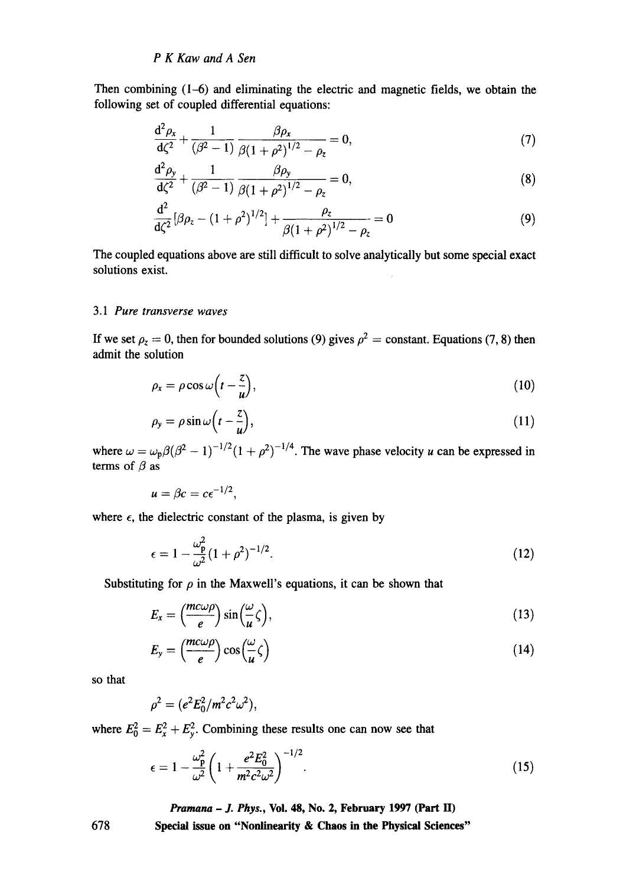Then combining (1–6) and eliminating the electric and magnetic fields, we obtain the following set of coupled differential equations:

$$\frac{d^2\rho_x}{d\zeta^2} + \frac{1}{(\beta^2 - 1)} \frac{\beta\rho_x}{\beta(1+\rho^2)^{1/2} - \rho_z} = 0, \tag{7}$$

$$\frac{d^2\rho_y}{d\zeta^2} + \frac{1}{(\beta^2 - 1)} \frac{\beta\rho_y}{\beta(1+\rho^2)^{1/2} - \rho_z} = 0, \tag{8}$$

$$\frac{d^2}{d\zeta^2}[\beta\rho_z - (1+\rho^2)^{1/2}] + \frac{\rho_z}{\beta(1+\rho^2)^{1/2} - \rho_z} = 0 \tag{9}$$

The coupled equations above are still difficult to solve analytically but some special exact solutions exist.

### 3.1 *Pure transverse waves*

If we set $\rho_z = 0$, then for bounded solutions (9) gives $\rho^2$ = constant. Equations (7, 8) then admit the solution

$$\rho_x = \rho \cos \omega\left(t - \frac{z}{u}\right), \tag{10}$$

$$\rho_y = \rho \sin \omega\left(t - \frac{z}{u}\right), \tag{11}$$

where $\omega = \omega_p \beta(\beta^2 - 1)^{-1/2}(1+\rho^2)^{-1/4}$. The wave phase velocity $u$ can be expressed in terms of $\beta$ as

$$u = \beta c = c\epsilon^{-1/2},$$

where $\epsilon$, the dielectric constant of the plasma, is given by

$$\epsilon = 1 - \frac{\omega_p^2}{\omega^2}(1+\rho^2)^{-1/2}. \tag{12}$$

Substituting for $\rho$ in the Maxwell's equations, it can be shown that

$$E_x = \left(\frac{mc\omega\rho}{e}\right) \sin\left(\frac{\omega}{u}\zeta\right), \tag{13}$$

$$E_y = \left(\frac{mc\omega\rho}{e}\right) \cos\left(\frac{\omega}{u}\zeta\right) \tag{14}$$

so that

$$\rho^2 = (e^2 E_0^2 / m^2 c^2 \omega^2),$$

where $E_0^2 = E_x^2 + E_y^2$. Combining these results one can now see that

$$\epsilon = 1 - \frac{\omega_p^2}{\omega^2}\left(1 + \frac{e^2 E_0^2}{m^2 c^2 \omega^2}\right)^{-1/2}. \tag{15}$$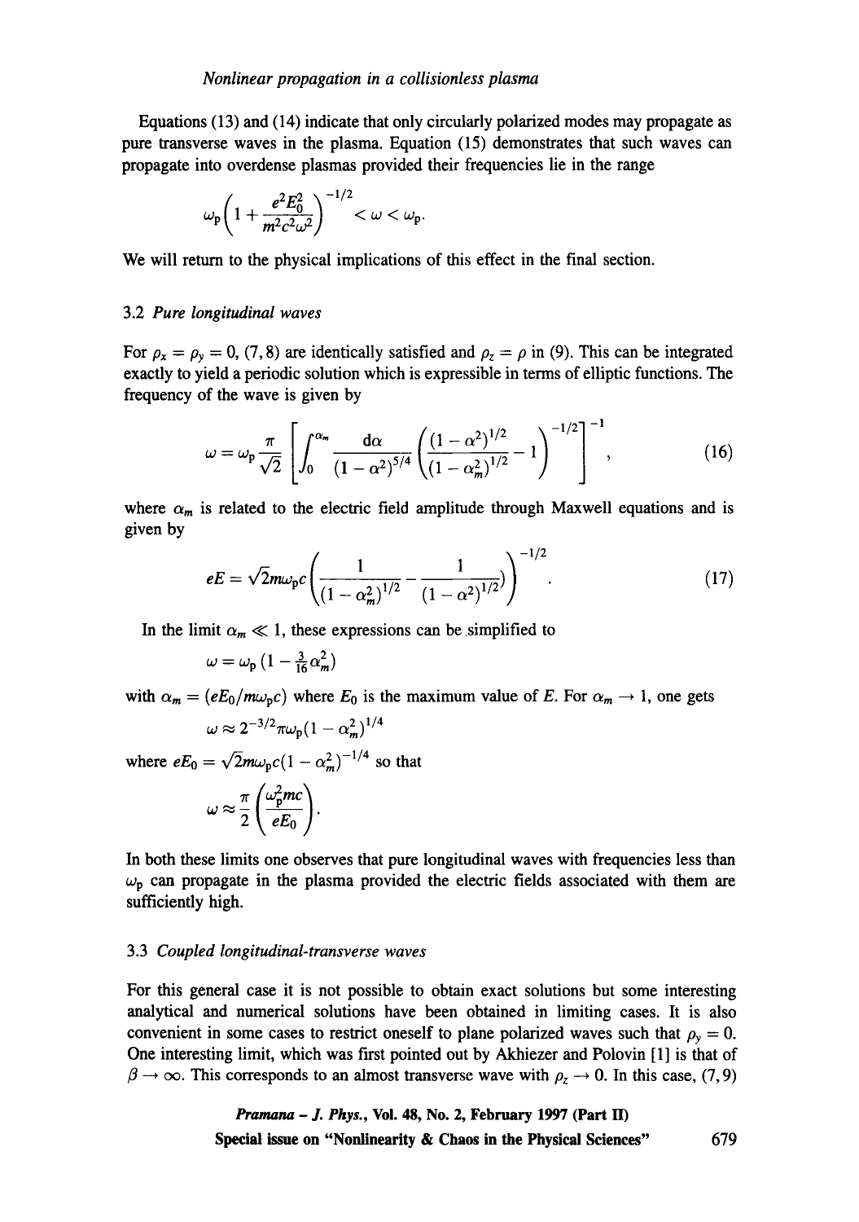Equations (13) and (14) indicate that only circularly polarized modes may propagate as pure transverse waves in the plasma. Equation (15) demonstrates that such waves can propagate into overdense plasmas provided their frequencies lie in the range

$$\omega_{\mathrm{p}}\left(1+\frac{e^2E_0^2}{m^2c^2\omega^2}\right)^{-1/2} < \omega < \omega_{\mathrm{p}}.$$

We will return to the physical implications of this effect in the final section.

### 3.2 *Pure longitudinal waves*

For $p_x = p_y = 0$, (7, 8) are identically satisfied and $p_z = p$ in (9). This can be integrated exactly to yield a periodic solution which is expressible in terms of elliptic functions. The frequency of the wave is given by

$$\omega = \omega_{\mathrm{p}}\frac{\pi}{\sqrt{2}}\left[\int_0^{\alpha_m}\frac{\mathrm{d}\alpha}{(1-\alpha^2)^{5/4}}\left(\frac{(1-\alpha^2)^{1/2}}{(1-\alpha_m^2)^{1/2}}-1\right)^{-1/2}\right]^{-1}, \tag{16}$$

where $\alpha_m$ is related to the electric field amplitude through Maxwell equations and is given by

$$eE = \sqrt{2}m\omega_{\mathrm{p}}c\left(\frac{1}{(1-\alpha_m^2)^{1/2}}-\frac{1}{(1-\alpha^2)^{1/2}}\right)^{-1/2}. \tag{17}$$

In the limit $\alpha_m \ll 1$, these expressions can be simplified to

$$\omega = \omega_{\mathrm{p}}\left(1-\tfrac{3}{16}\alpha_m^2\right)$$

with $\alpha_m = (eE_0/m\omega_{\mathrm{p}}c)$ where $E_0$ is the maximum value of $E$. For $\alpha_m \to 1$, one gets

$$\omega \approx 2^{-3/2}\pi\omega_{\mathrm{p}}(1-\alpha_m^2)^{1/4}$$

where $eE_0 = \sqrt{2}m\omega_{\mathrm{p}}c(1-\alpha_m^2)^{-1/4}$ so that

$$\omega \approx \frac{\pi}{2}\left(\frac{\omega_{\mathrm{p}}^2 mc}{eE_0}\right).$$

In both these limits one observes that pure longitudinal waves with frequencies less than $\omega_{\mathrm{p}}$ can propagate in the plasma provided the electric fields associated with them are sufficiently high.

### 3.3 *Coupled longitudinal-transverse waves*

For this general case it is not possible to obtain exact solutions but some interesting analytical and numerical solutions have been obtained in limiting cases. It is also convenient in some cases to restrict oneself to plane polarized waves such that $p_y = 0$. One interesting limit, which was first pointed out by Akhiezer and Polovin [1] is that of $\beta \to \infty$. This corresponds to an almost transverse wave with $p_z \to 0$. In this case, (7, 9)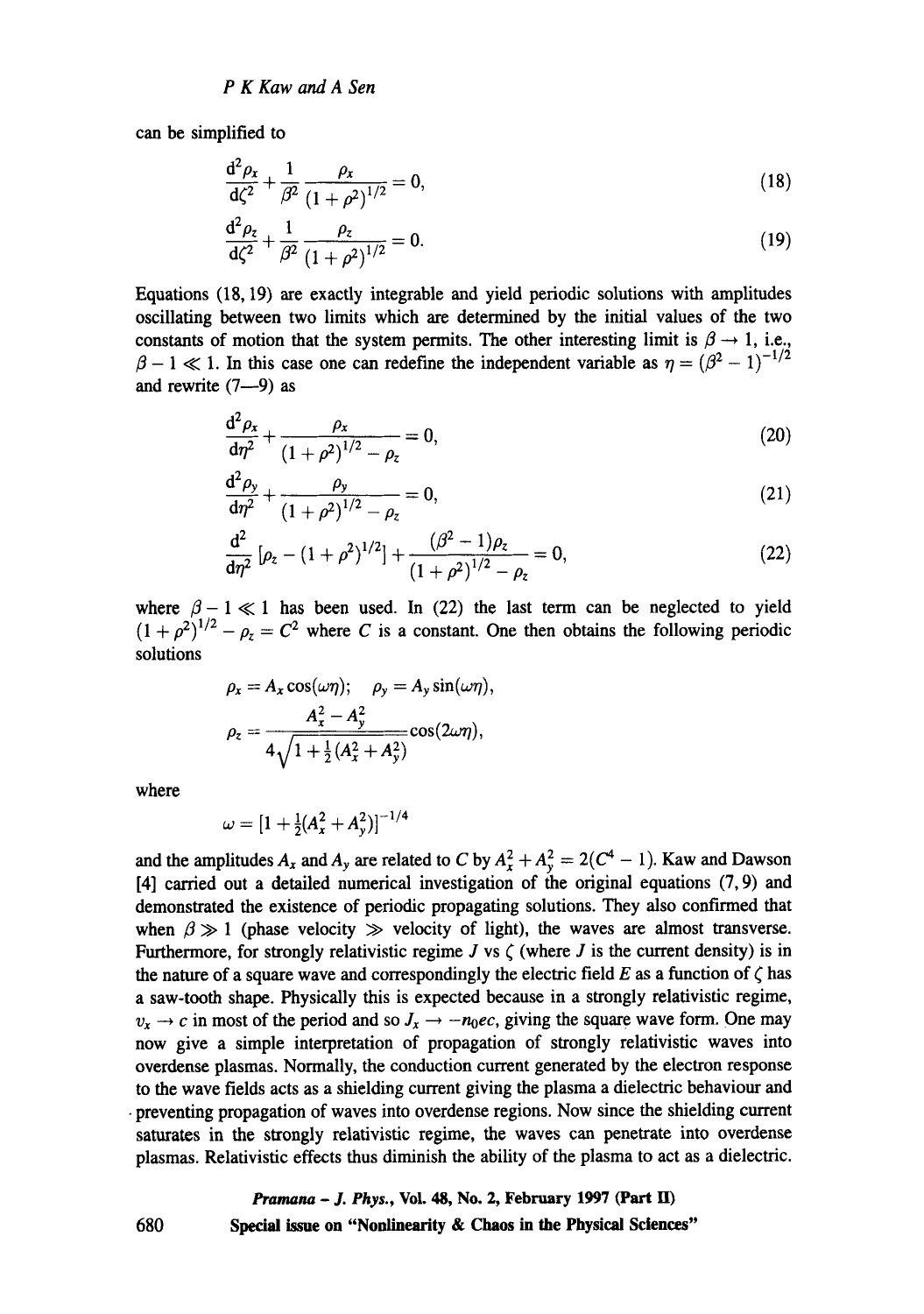can be simplified to

$$\frac{\mathrm{d}^2\rho_x}{\mathrm{d}\zeta^2} + \frac{1}{\beta^2}\frac{\rho_x}{(1+\rho^2)^{1/2}} = 0, \tag{18}$$

$$\frac{\mathrm{d}^2\rho_z}{\mathrm{d}\zeta^2} + \frac{1}{\beta^2}\frac{\rho_z}{(1+\rho^2)^{1/2}} = 0. \tag{19}$$

Equations (18, 19) are exactly integrable and yield periodic solutions with amplitudes oscillating between two limits which are determined by the initial values of the two constants of motion that the system permits. The other interesting limit is $\beta \to 1$, i.e., $\beta - 1 \ll 1$. In this case one can redefine the independent variable as $\eta = (\beta^2 - 1)^{-1/2}$ and rewrite (7—9) as

$$\frac{\mathrm{d}^2\rho_x}{\mathrm{d}\eta^2} + \frac{\rho_x}{(1+\rho^2)^{1/2} - \rho_z} = 0, \tag{20}$$

$$\frac{\mathrm{d}^2\rho_y}{\mathrm{d}\eta^2} + \frac{\rho_y}{(1+\rho^2)^{1/2} - \rho_z} = 0, \tag{21}$$

$$\frac{\mathrm{d}^2}{\mathrm{d}\eta^2}\left[\rho_z - (1+\rho^2)^{1/2}\right] + \frac{(\beta^2-1)\rho_z}{(1+\rho^2)^{1/2} - \rho_z} = 0, \tag{22}$$

where $\beta - 1 \ll 1$ has been used. In (22) the last term can be neglected to yield $(1+\rho^2)^{1/2} - \rho_z = C^2$ where $C$ is a constant. One then obtains the following periodic solutions

$$\rho_x = A_x \cos(\omega\eta); \quad \rho_y = A_y \sin(\omega\eta),$$

$$\rho_z = \frac{A_x^2 - A_y^2}{4\sqrt{1 + \frac{1}{2}(A_x^2 + A_y^2)}}\cos(2\omega\eta),$$

where

$$\omega = \left[1 + \tfrac{1}{2}(A_x^2 + A_y^2)\right]^{-1/4}$$

and the amplitudes $A_x$ and $A_y$ are related to $C$ by $A_x^2 + A_y^2 = 2(C^4 - 1)$. Kaw and Dawson [4] carried out a detailed numerical investigation of the original equations (7, 9) and demonstrated the existence of periodic propagating solutions. They also confirmed that when $\beta \gg 1$ (phase velocity $\gg$ velocity of light), the waves are almost transverse. Furthermore, for strongly relativistic regime $J$ vs $\zeta$ (where $J$ is the current density) is in the nature of a square wave and correspondingly the electric field $E$ as a function of $\zeta$ has a saw-tooth shape. Physically this is expected because in a strongly relativistic regime, $v_x \to c$ in most of the period and so $J_x \to -n_0 ec$, giving the square wave form. One may now give a simple interpretation of propagation of strongly relativistic waves into overdense plasmas. Normally, the conduction current generated by the electron response to the wave fields acts as a shielding current giving the plasma a dielectric behaviour and preventing propagation of waves into overdense regions. Now since the shielding current saturates in the strongly relativistic regime, the waves can penetrate into overdense plasmas. Relativistic effects thus diminish the ability of the plasma to act as a dielectric.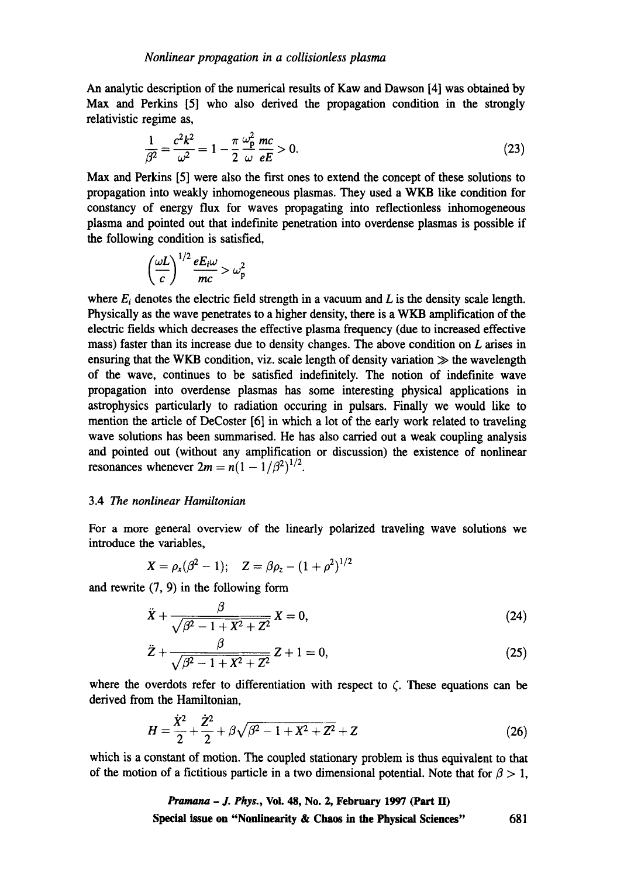An analytic description of the numerical results of Kaw and Dawson [4] was obtained by Max and Perkins [5] who also derived the propagation condition in the strongly relativistic regime as,

$$\frac{1}{\beta^2} = \frac{c^2k^2}{\omega^2} = 1 - \frac{\pi}{2}\frac{\omega_p^2}{\omega}\frac{mc}{eE} > 0. \tag{23}$$

Max and Perkins [5] were also the first ones to extend the concept of these solutions to propagation into weakly inhomogeneous plasmas. They used a WKB like condition for constancy of energy flux for waves propagating into reflectionless inhomogeneous plasma and pointed out that indefinite penetration into overdense plasmas is possible if the following condition is satisfied,

$$\left(\frac{\omega L}{c}\right)^{1/2}\frac{eE_i\omega}{mc} > \omega_p^2$$

where $E_i$ denotes the electric field strength in a vacuum and $L$ is the density scale length. Physically as the wave penetrates to a higher density, there is a WKB amplification of the electric fields which decreases the effective plasma frequency (due to increased effective mass) faster than its increase due to density changes. The above condition on $L$ arises in ensuring that the WKB condition, viz. scale length of density variation $\gg$ the wavelength of the wave, continues to be satisfied indefinitely. The notion of indefinite wave propagation into overdense plasmas has some interesting physical applications in astrophysics particularly to radiation occuring in pulsars. Finally we would like to mention the article of DeCoster [6] in which a lot of the early work related to traveling wave solutions has been summarised. He has also carried out a weak coupling analysis and pointed out (without any amplification or discussion) the existence of nonlinear resonances whenever $2m = n(1 - 1/\beta^2)^{1/2}$.

### 3.4 *The nonlinear Hamiltonian*

For a more general overview of the linearly polarized traveling wave solutions we introduce the variables,

$$X = \rho_x(\beta^2 - 1); \quad Z = \beta\rho_z - (1 + \rho^2)^{1/2}$$

and rewrite (7, 9) in the following form

$$\ddot{X} + \frac{\beta}{\sqrt{\beta^2 - 1 + X^2 + Z^2}}X = 0, \tag{24}$$

$$\ddot{Z} + \frac{\beta}{\sqrt{\beta^2 - 1 + X^2 + Z^2}}Z + 1 = 0, \tag{25}$$

where the overdots refer to differentiation with respect to $\zeta$. These equations can be derived from the Hamiltonian,

$$H = \frac{\dot{X}^2}{2} + \frac{\dot{Z}^2}{2} + \beta\sqrt{\beta^2 - 1 + X^2 + Z^2} + Z \tag{26}$$

which is a constant of motion. The coupled stationary problem is thus equivalent to that of the motion of a fictitious particle in a two dimensional potential. Note that for $\beta > 1$,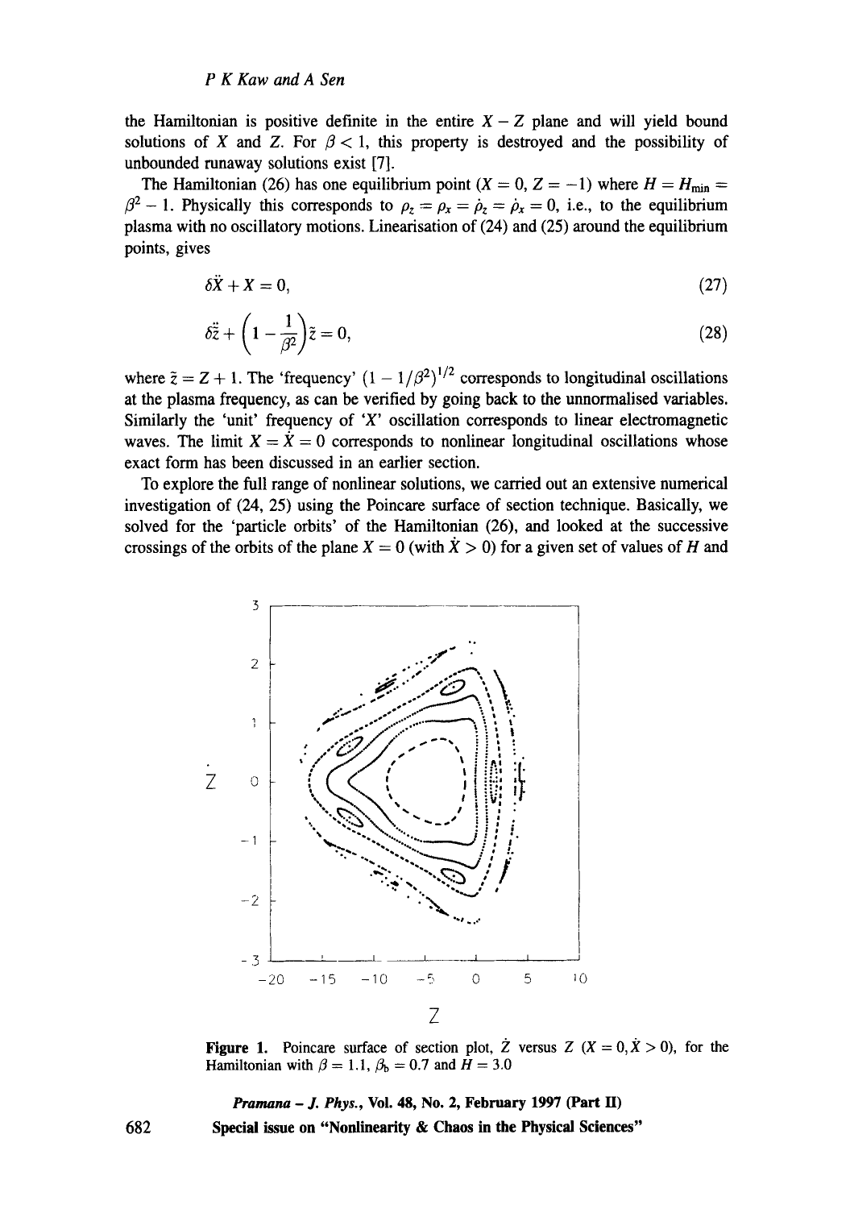the Hamiltonian is positive definite in the entire $X - Z$ plane and will yield bound solutions of $X$ and $Z$. For $\beta < 1$, this property is destroyed and the possibility of unbounded runaway solutions exist [7].

The Hamiltonian (26) has one equilibrium point ($X = 0, Z = -1$) where $H = H_{\min} = \beta^2 - 1$. Physically this corresponds to $\rho_z = \rho_x = \dot{\rho}_z = \dot{\rho}_x = 0$, i.e., to the equilibrium plasma with no oscillatory motions. Linearisation of (24) and (25) around the equilibrium points, gives

$$\delta \ddot{X} + X = 0, \tag{27}$$

$$\delta \ddot{\tilde{z}} + \left(1 - \frac{1}{\beta^2}\right)\tilde{z} = 0, \tag{28}$$

where $\tilde{z} = Z + 1$. The 'frequency' $(1 - 1/\beta^2)^{1/2}$ corresponds to longitudinal oscillations at the plasma frequency, as can be verified by going back to the unnormalised variables. Similarly the 'unit' frequency of '$X$' oscillation corresponds to linear electromagnetic waves. The limit $X = \dot{X} = 0$ corresponds to nonlinear longitudinal oscillations whose exact form has been discussed in an earlier section.

To explore the full range of nonlinear solutions, we carried out an extensive numerical investigation of (24, 25) using the Poincare surface of section technique. Basically, we solved for the 'particle orbits' of the Hamiltonian (26), and looked at the successive crossings of the orbits of the plane $X = 0$ (with $\dot{X} > 0$) for a given set of values of $H$ and

**Figure 1.** Poincare surface of section plot, $\dot{Z}$ versus $Z$ ($X = 0, \dot{X} > 0$), for the Hamiltonian with $\beta = 1.1$, $\beta_b = 0.7$ and $H = 3.0$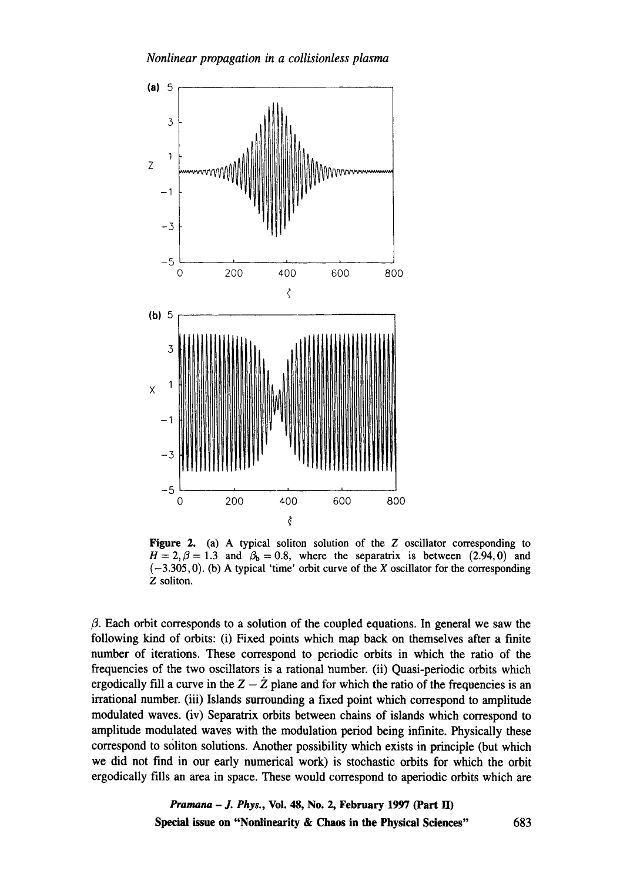**Figure 2.** (a) A typical soliton solution of the $Z$ oscillator corresponding to $H = 2, \beta = 1.3$ and $\beta_b = 0.8$, where the separatrix is between $(2.94, 0)$ and $(-3.305, 0)$. (b) A typical 'time' orbit curve of the $X$ oscillator for the corresponding $Z$ soliton.

$\beta$. Each orbit corresponds to a solution of the coupled equations. In general we saw the following kind of orbits: (i) Fixed points which map back on themselves after a finite number of iterations. These correspond to periodic orbits in which the ratio of the frequencies of the two oscillators is a rational number. (ii) Quasi-periodic orbits which ergodically fill a curve in the $Z - \dot{Z}$ plane and for which the ratio of the frequencies is an irrational number. (iii) Islands surrounding a fixed point which correspond to amplitude modulated waves. (iv) Separatrix orbits between chains of islands which correspond to amplitude modulated waves with the modulation period being infinite. Physically these correspond to soliton solutions. Another possibility which exists in principle (but which we did not find in our early numerical work) is stochastic orbits for which the orbit ergodically fills an area in space. These would correspond to aperiodic orbits which are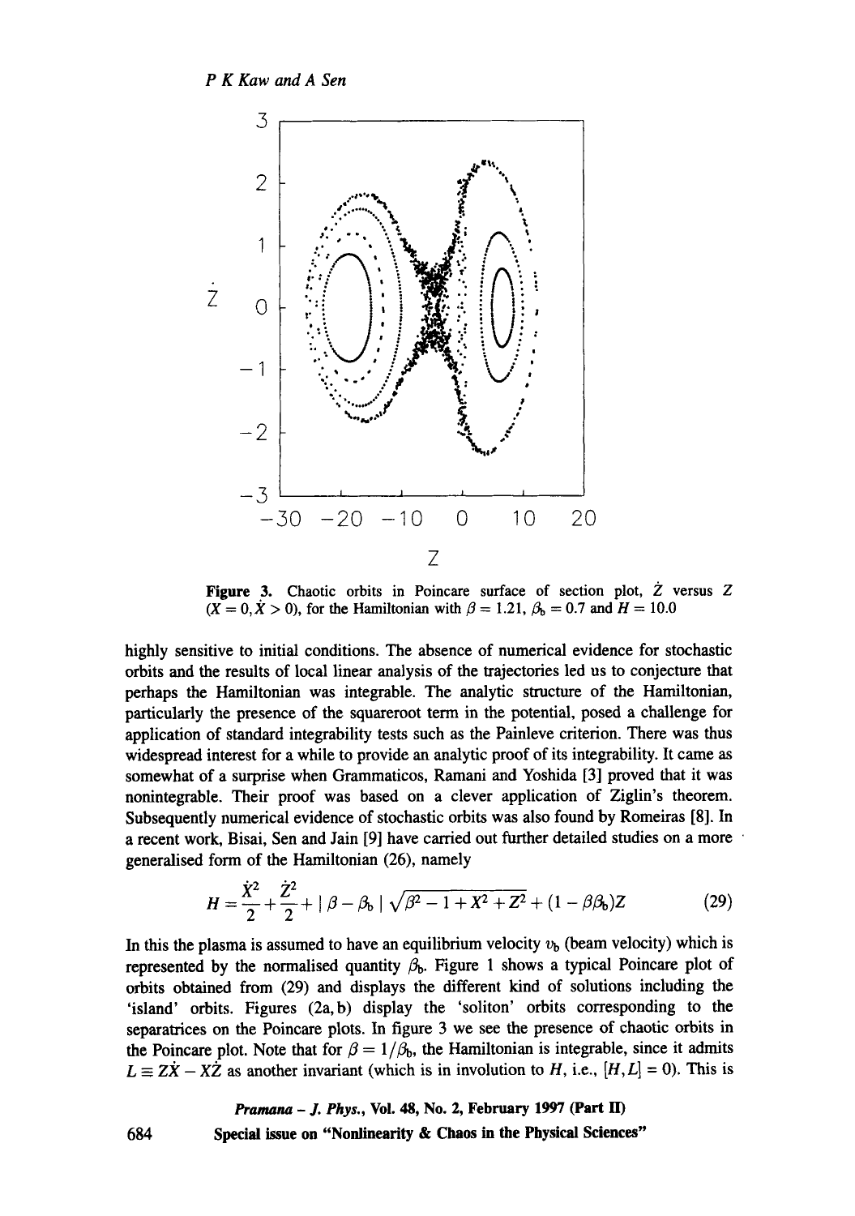**Figure 3.** Chaotic orbits in Poincare surface of section plot, $\dot{Z}$ versus $Z$ ($X = 0, \dot{X} > 0$), for the Hamiltonian with $\beta = 1.21$, $\beta_b = 0.7$ and $H = 10.0$

highly sensitive to initial conditions. The absence of numerical evidence for stochastic orbits and the results of local linear analysis of the trajectories led us to conjecture that perhaps the Hamiltonian was integrable. The analytic structure of the Hamiltonian, particularly the presence of the squareroot term in the potential, posed a challenge for application of standard integrability tests such as the Painleve criterion. There was thus widespread interest for a while to provide an analytic proof of its integrability. It came as somewhat of a surprise when Grammaticos, Ramani and Yoshida [3] proved that it was nonintegrable. Their proof was based on a clever application of Ziglin's theorem. Subsequently numerical evidence of stochastic orbits was also found by Romeiras [8]. In a recent work, Bisai, Sen and Jain [9] have carried out further detailed studies on a more generalised form of the Hamiltonian (26), namely

$$H = \frac{\dot{X}^2}{2} + \frac{\dot{Z}^2}{2} + | \beta - \beta_b | \sqrt{\beta^2 - 1 + X^2 + Z^2} + (1 - \beta\beta_b)Z \tag{29}$$

In this the plasma is assumed to have an equilibrium velocity $v_b$ (beam velocity) which is represented by the normalised quantity $\beta_b$. Figure 1 shows a typical Poincare plot of orbits obtained from (29) and displays the different kind of solutions including the 'island' orbits. Figures (2a, b) display the 'soliton' orbits corresponding to the separatrices on the Poincare plots. In figure 3 we see the presence of chaotic orbits in the Poincare plot. Note that for $\beta = 1/\beta_b$, the Hamiltonian is integrable, since it admits $L \equiv Z\dot{X} - X\dot{Z}$ as another invariant (which is in involution to $H$, i.e., $[H, L] = 0$). This is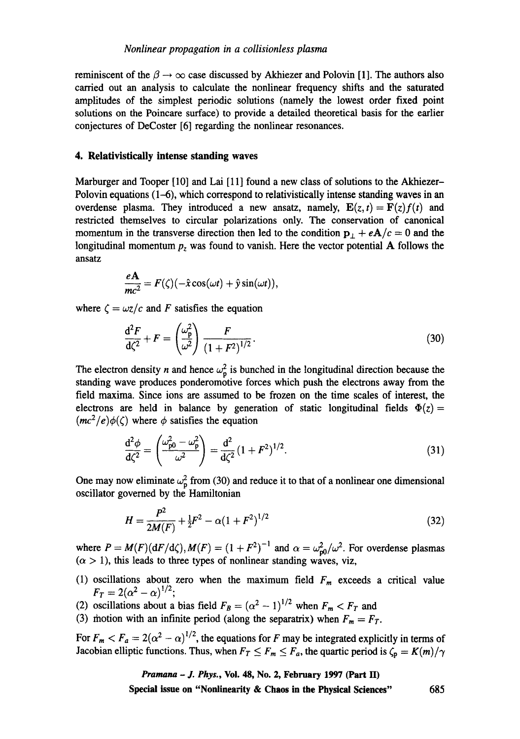reminiscent of the $\beta \to \infty$ case discussed by Akhiezer and Polovin [1]. The authors also carried out an analysis to calculate the nonlinear frequency shifts and the saturated amplitudes of the simplest periodic solutions (namely the lowest order fixed point solutions on the Poincare surface) to provide a detailed theoretical basis for the earlier conjectures of DeCoster [6] regarding the nonlinear resonances.

## 4. Relativistically intense standing waves

Marburger and Tooper [10] and Lai [11] found a new class of solutions to the Akhiezer–Polovin equations (1–6), which correspond to relativistically intense standing waves in an overdense plasma. They introduced a new ansatz, namely, $\mathbf{E}(z,t) = \mathbf{F}(z)f(t)$ and restricted themselves to circular polarizations only. The conservation of canonical momentum in the transverse direction then led to the condition $\mathbf{p}_\perp + e\mathbf{A}/c = 0$ and the longitudinal momentum $p_z$ was found to vanish. Here the vector potential $\mathbf{A}$ follows the ansatz

$$\frac{e\mathbf{A}}{mc^2} = F(\zeta)(-\hat{x}\cos(\omega t) + \hat{y}\sin(\omega t)),$$

where $\zeta = \omega z/c$ and $F$ satisfies the equation

$$\frac{\mathrm{d}^2F}{\mathrm{d}\zeta^2} + F = \left(\frac{\omega_\mathrm{p}^2}{\omega^2}\right)\frac{F}{(1+F^2)^{1/2}}. \tag{30}$$

The electron density $n$ and hence $\omega_\mathrm{p}^2$ is bunched in the longitudinal direction because the standing wave produces ponderomotive forces which push the electrons away from the field maxima. Since ions are assumed to be frozen on the time scales of interest, the electrons are held in balance by generation of static longitudinal fields $\Phi(z) = (mc^2/e)\phi(\zeta)$ where $\phi$ satisfies the equation

$$\frac{\mathrm{d}^2\phi}{\mathrm{d}\zeta^2} = \left(\frac{\omega_{\mathrm{p0}}^2 - \omega_\mathrm{p}^2}{\omega^2}\right) = \frac{\mathrm{d}^2}{\mathrm{d}\zeta^2}(1+F^2)^{1/2}. \tag{31}$$

One may now eliminate $\omega_\mathrm{p}^2$ from (30) and reduce it to that of a nonlinear one dimensional oscillator governed by the Hamiltonian

$$H = \frac{P^2}{2M(F)} + \tfrac{1}{2}F^2 - \alpha(1+F^2)^{1/2} \tag{32}$$

where $P = M(F)(\mathrm{d}F/\mathrm{d}\zeta), M(F) = (1+F^2)^{-1}$ and $\alpha = \omega_{\mathrm{p0}}^2/\omega^2$. For overdense plasmas ($\alpha > 1$), this leads to three types of nonlinear standing waves, viz,

(1) oscillations about zero when the maximum field $F_m$ exceeds a critical value $F_T = 2(\alpha^2 - \alpha)^{1/2}$;
(2) oscillations about a bias field $F_B = (\alpha^2 - 1)^{1/2}$ when $F_m < F_T$ and
(3) motion with an infinite period (along the separatrix) when $F_m = F_T$.

For $F_m < F_a = 2(\alpha^2 - \alpha)^{1/2}$, the equations for $F$ may be integrated explicitly in terms of Jacobian elliptic functions. Thus, when $F_T \le F_m \le F_a$, the quartic period is $\zeta_\mathrm{p} = K(m)/\gamma$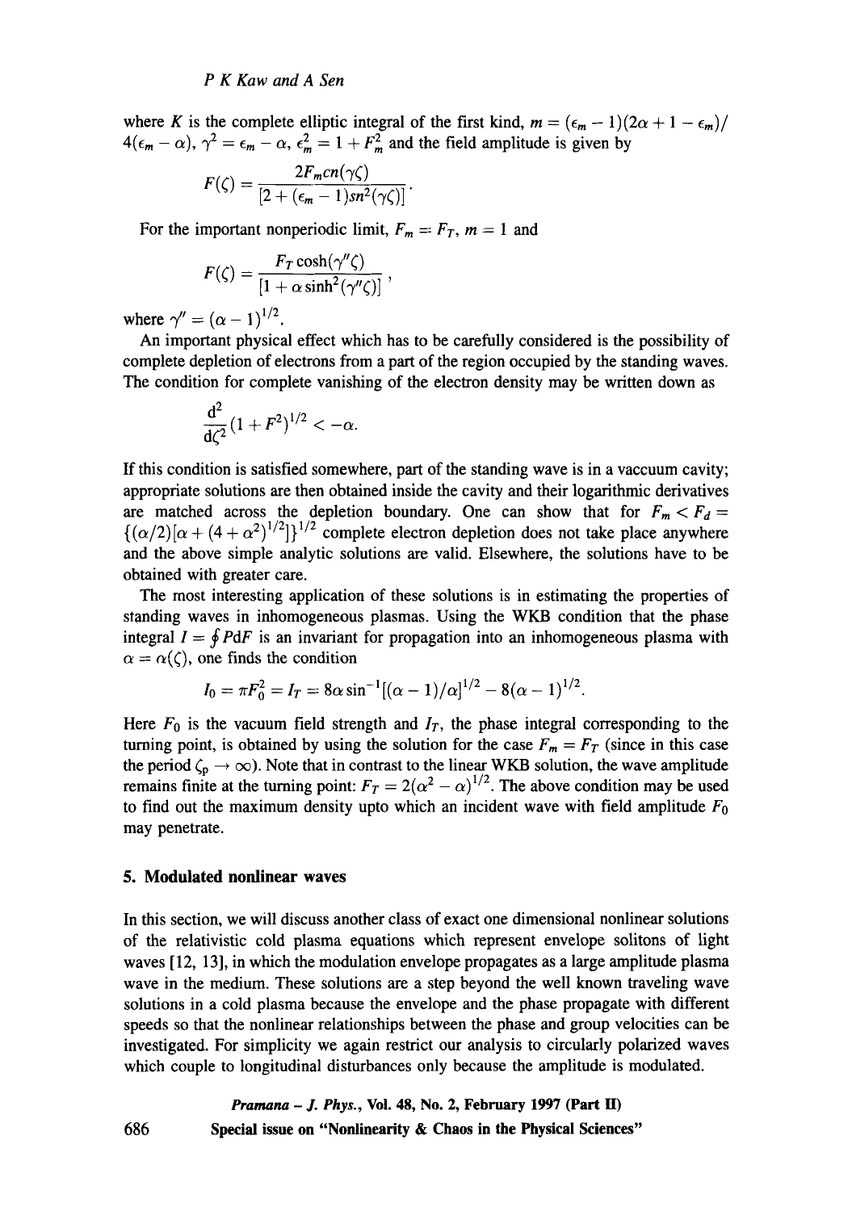where $K$ is the complete elliptic integral of the first kind, $m = (\epsilon_m - 1)(2\alpha + 1 - \epsilon_m)/4(\epsilon_m - \alpha)$, $\gamma^2 = \epsilon_m - \alpha$, $\epsilon_m^2 = 1 + F_m^2$ and the field amplitude is given by

$$F(\zeta) = \frac{2F_m cn(\gamma\zeta)}{[2 + (\epsilon_m - 1)sn^2(\gamma\zeta)]}.$$

For the important nonperiodic limit, $F_m = F_T$, $m = 1$ and

$$F(\zeta) = \frac{F_T \cosh(\gamma''\zeta)}{[1 + \alpha \sinh^2(\gamma''\zeta)]},$$

where $\gamma'' = (\alpha - 1)^{1/2}$.

An important physical effect which has to be carefully considered is the possibility of complete depletion of electrons from a part of the region occupied by the standing waves. The condition for complete vanishing of the electron density may be written down as

$$\frac{d^2}{d\zeta^2}(1 + F^2)^{1/2} < -\alpha.$$

If this condition is satisfied somewhere, part of the standing wave is in a vaccuum cavity; appropriate solutions are then obtained inside the cavity and their logarithmic derivatives are matched across the depletion boundary. One can show that for $F_m < F_d = \{(\alpha/2)[\alpha + (4 + \alpha^2)^{1/2}]\}^{1/2}$ complete electron depletion does not take place anywhere and the above simple analytic solutions are valid. Elsewhere, the solutions have to be obtained with greater care.

The most interesting application of these solutions is in estimating the properties of standing waves in inhomogeneous plasmas. Using the WKB condition that the phase integral $I = \oint P dF$ is an invariant for propagation into an inhomogeneous plasma with $\alpha = \alpha(\zeta)$, one finds the condition

$$I_0 = \pi F_0^2 = I_T = 8\alpha \sin^{-1}[(\alpha - 1)/\alpha]^{1/2} - 8(\alpha - 1)^{1/2}.$$

Here $F_0$ is the vacuum field strength and $I_T$, the phase integral corresponding to the turning point, is obtained by using the solution for the case $F_m = F_T$ (since in this case the period $\zeta_p \to \infty$). Note that in contrast to the linear WKB solution, the wave amplitude remains finite at the turning point: $F_T = 2(\alpha^2 - \alpha)^{1/2}$. The above condition may be used to find out the maximum density upto which an incident wave with field amplitude $F_0$ may penetrate.

## 5. Modulated nonlinear waves

In this section, we will discuss another class of exact one dimensional nonlinear solutions of the relativistic cold plasma equations which represent envelope solitons of light waves [12, 13], in which the modulation envelope propagates as a large amplitude plasma wave in the medium. These solutions are a step beyond the well known traveling wave solutions in a cold plasma because the envelope and the phase propagate with different speeds so that the nonlinear relationships between the phase and group velocities can be investigated. For simplicity we again restrict our analysis to circularly polarized waves which couple to longitudinal disturbances only because the amplitude is modulated.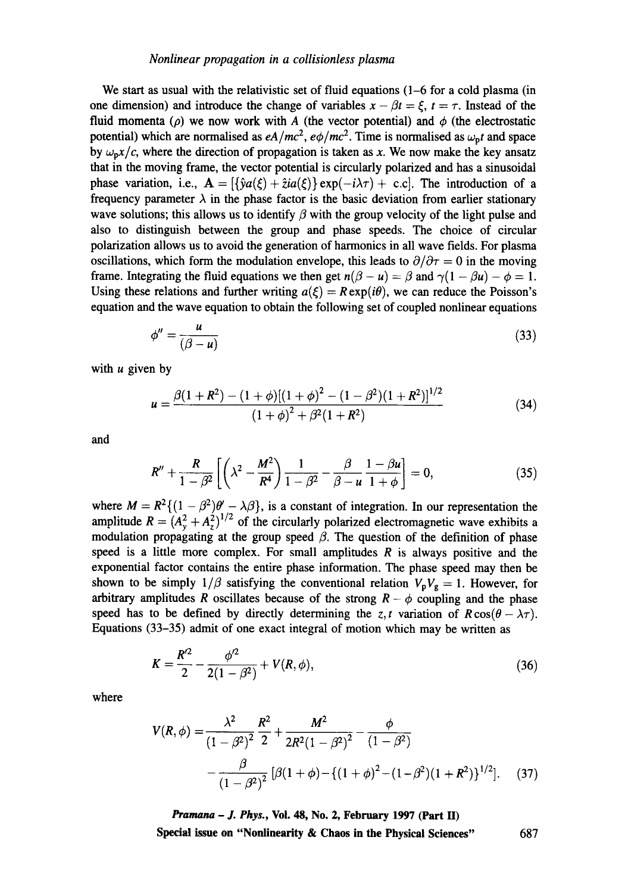We start as usual with the relativistic set of fluid equations (1–6 for a cold plasma (in one dimension) and introduce the change of variables $x - \beta t = \xi$, $t = \tau$. Instead of the fluid momenta ($\rho$) we now work with $A$ (the vector potential) and $\phi$ (the electrostatic potential) which are normalised as $eA/mc^2$, $e\phi/mc^2$. Time is normalised as $\omega_p t$ and space by $\omega_p x/c$, where the direction of propagation is taken as $x$. We now make the key ansatz that in the moving frame, the vector potential is circularly polarized and has a sinusoidal phase variation, i.e., $\mathbf{A} = [\{\hat{y}a(\xi) + \hat{z}ia(\xi)\}\exp(-i\lambda\tau) + \text{c.c}]$. The introduction of a frequency parameter $\lambda$ in the phase factor is the basic deviation from earlier stationary wave solutions; this allows us to identify $\beta$ with the group velocity of the light pulse and also to distinguish between the group and phase speeds. The choice of circular polarization allows us to avoid the generation of harmonics in all wave fields. For plasma oscillations, which form the modulation envelope, this leads to $\partial/\partial\tau = 0$ in the moving frame. Integrating the fluid equations we then get $n(\beta - u) = \beta$ and $\gamma(1 - \beta u) - \phi = 1$. Using these relations and further writing $a(\xi) = R\exp(i\theta)$, we can reduce the Poisson's equation and the wave equation to obtain the following set of coupled nonlinear equations

$$\phi'' = \frac{u}{(\beta - u)} \tag{33}$$

with $u$ given by

$$u = \frac{\beta(1 + R^2) - (1 + \phi)[(1 + \phi)^2 - (1 - \beta^2)(1 + R^2)]^{1/2}}{(1 + \phi)^2 + \beta^2(1 + R^2)} \tag{34}$$

and

$$R'' + \frac{R}{1 - \beta^2}\left[\left(\lambda^2 - \frac{M^2}{R^4}\right)\frac{1}{1 - \beta^2} - \frac{\beta}{\beta - u}\frac{1 - \beta u}{1 + \phi}\right] = 0, \tag{35}$$

where $M = R^2\{(1 - \beta^2)\theta' - \lambda\beta\}$, is a constant of integration. In our representation the amplitude $R = (A_y^2 + A_z^2)^{1/2}$ of the circularly polarized electromagnetic wave exhibits a modulation propagating at the group speed $\beta$. The question of the definition of phase speed is a little more complex. For small amplitudes $R$ is always positive and the exponential factor contains the entire phase information. The phase speed may then be shown to be simply $1/\beta$ satisfying the conventional relation $V_p V_g = 1$. However, for arbitrary amplitudes $R$ oscillates because of the strong $R - \phi$ coupling and the phase speed has to be defined by directly determining the $z, t$ variation of $R\cos(\theta - \lambda\tau)$. Equations (33–35) admit of one exact integral of motion which may be written as

$$K = \frac{R'^2}{2} - \frac{\phi'^2}{2(1 - \beta^2)} + V(R, \phi), \tag{36}$$

where

$$V(R, \phi) = \frac{\lambda^2}{(1 - \beta^2)^2}\frac{R^2}{2} + \frac{M^2}{2R^2(1 - \beta^2)^2} - \frac{\phi}{(1 - \beta^2)} - \frac{\beta}{(1 - \beta^2)^2}[\beta(1 + \phi) - \{(1 + \phi)^2 - (1 - \beta^2)(1 + R^2)\}^{1/2}]. \tag{37}$$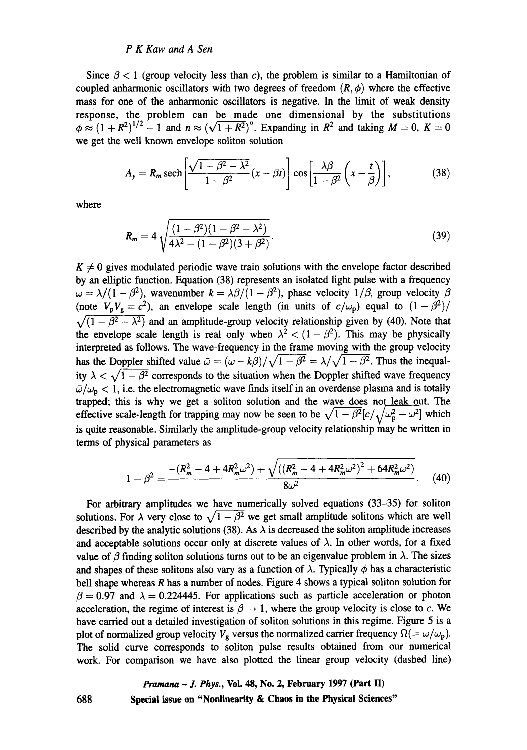Since $\beta < 1$ (group velocity less than $c$), the problem is similar to a Hamiltonian of coupled anharmonic oscillators with two degrees of freedom $(R, \phi)$ where the effective mass for one of the anharmonic oscillators is negative. In the limit of weak density response, the problem can be made one dimensional by the substitutions $\phi \approx (1 + R^2)^{1/2} - 1$ and $n \approx (\sqrt{1 + R^2})''$. Expanding in $R^2$ and taking $M = 0$, $K = 0$ we get the well known envelope soliton solution

$$A_y = R_m \operatorname{sech}\left[\frac{\sqrt{1 - \beta^2 - \lambda^2}}{1 - \beta^2}(x - \beta t)\right] \cos\left[\frac{\lambda \beta}{1 - \beta^2}\left(x - \frac{t}{\beta}\right)\right], \tag{38}$$

where

$$R_m = 4\sqrt{\frac{(1 - \beta^2)(1 - \beta^2 - \lambda^2)}{4\lambda^2 - (1 - \beta^2)(3 + \beta^2)}}. \tag{39}$$

$K \neq 0$ gives modulated periodic wave train solutions with the envelope factor described by an elliptic function. Equation (38) represents an isolated light pulse with a frequency $\omega = \lambda/(1 - \beta^2)$, wavenumber $k = \lambda\beta/(1 - \beta^2)$, phase velocity $1/\beta$, group velocity $\beta$ (note $V_p V_g = c^2$), an envelope scale length (in units of $c/\omega_p$) equal to $(1 - \beta^2)/\sqrt{(1 - \beta^2 - \lambda^2)}$ and an amplitude-group velocity relationship given by (40). Note that the envelope scale length is real only when $\lambda^2 < (1 - \beta^2)$. This may be physically interpreted as follows. The wave-frequency in the frame moving with the group velocity has the Doppler shifted value $\bar{\omega} = (\omega - k\beta)/\sqrt{1 - \beta^2} = \lambda/\sqrt{1 - \beta^2}$. Thus the inequality $\lambda < \sqrt{1 - \beta^2}$ corresponds to the situation when the Doppler shifted wave frequency $\bar{\omega}/\omega_p < 1$, i.e. the electromagnetic wave finds itself in an overdense plasma and is totally trapped; this is why we get a soliton solution and the wave does not leak out. The effective scale-length for trapping may now be seen to be $\sqrt{1 - \beta^2}[c/\sqrt{\omega_p^2 - \bar{\omega}^2}]$ which is quite reasonable. Similarly the amplitude-group velocity relationship may be written in terms of physical parameters as

$$1 - \beta^2 = \frac{-(R_m^2 - 4 + 4R_m^2\omega^2) + \sqrt{((R_m^2 - 4 + 4R_m^2\omega^2)^2 + 64R_m^2\omega^2)}}{8\omega^2}. \tag{40}$$

For arbitrary amplitudes we have numerically solved equations (33–35) for soliton solutions. For $\lambda$ very close to $\sqrt{1 - \beta^2}$ we get small amplitude solitons which are well described by the analytic solutions (38). As $\lambda$ is decreased the soliton amplitude increases and acceptable solutions occur only at discrete values of $\lambda$. In other words, for a fixed value of $\beta$ finding soliton solutions turns out to be an eigenvalue problem in $\lambda$. The sizes and shapes of these solitons also vary as a function of $\lambda$. Typically $\phi$ has a characteristic bell shape whereas $R$ has a number of nodes. Figure 4 shows a typical soliton solution for $\beta = 0.97$ and $\lambda = 0.224445$. For applications such as particle acceleration or photon acceleration, the regime of interest is $\beta \to 1$, where the group velocity is close to $c$. We have carried out a detailed investigation of soliton solutions in this regime. Figure 5 is a plot of normalized group velocity $V_g$ versus the normalized carrier frequency $\Omega(= \omega/\omega_p)$. The solid curve corresponds to soliton pulse results obtained from our numerical work. For comparison we have also plotted the linear group velocity (dashed line)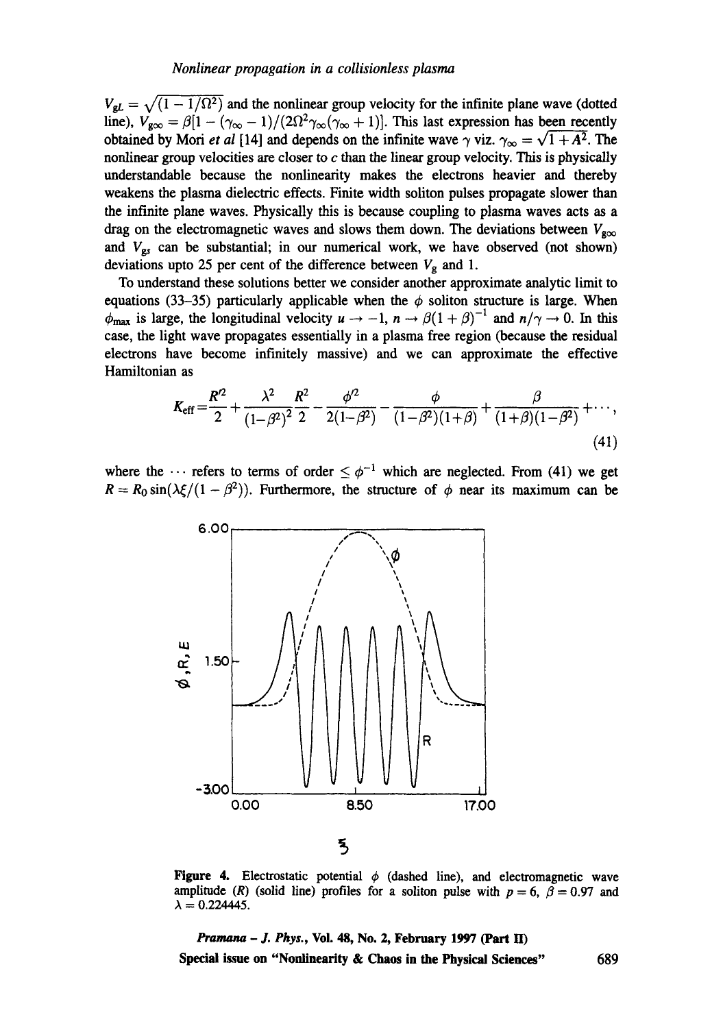$V_{gL} = \sqrt{(1 - 1/\Omega^2)}$ and the nonlinear group velocity for the infinite plane wave (dotted line), $V_{g\infty} = \beta[1 - (\gamma_\infty - 1)/(2\Omega^2\gamma_\infty(\gamma_\infty + 1))]$. This last expression has been recently obtained by Mori *et al* [14] and depends on the infinite wave $\gamma$ viz. $\gamma_\infty = \sqrt{1 + A^2}$. The nonlinear group velocities are closer to $c$ than the linear group velocity. This is physically understandable because the nonlinearity makes the electrons heavier and thereby weakens the plasma dielectric effects. Finite width soliton pulses propagate slower than the infinite plane waves. Physically this is because coupling to plasma waves acts as a drag on the electromagnetic waves and slows them down. The deviations between $V_{g\infty}$ and $V_{gs}$ can be substantial; in our numerical work, we have observed (not shown) deviations upto 25 per cent of the difference between $V_g$ and 1.

To understand these solutions better we consider another approximate analytic limit to equations (33–35) particularly applicable when the $\phi$ soliton structure is large. When $\phi_{max}$ is large, the longitudinal velocity $u \to -1$, $n \to \beta(1 + \beta)^{-1}$ and $n/\gamma \to 0$. In this case, the light wave propagates essentially in a plasma free region (because the residual electrons have become infinitely massive) and we can approximate the effective Hamiltonian as

$$K_{\text{eff}} = \frac{R'^2}{2} + \frac{\lambda^2}{(1-\beta^2)^2}\frac{R^2}{2} - \frac{\phi'^2}{2(1-\beta^2)} - \frac{\phi}{(1-\beta^2)(1+\beta)} + \frac{\beta}{(1+\beta)(1-\beta^2)} + \cdots, \tag{41}$$

where the $\cdots$ refers to terms of order $\leq \phi^{-1}$ which are neglected. From (41) we get $R = R_0 \sin(\lambda\xi/(1 - \beta^2))$. Furthermore, the structure of $\phi$ near its maximum can be

**Figure 4.** Electrostatic potential $\phi$ (dashed line), and electromagnetic wave amplitude ($R$) (solid line) profiles for a soliton pulse with $p = 6$, $\beta = 0.97$ and $\lambda = 0.224445$.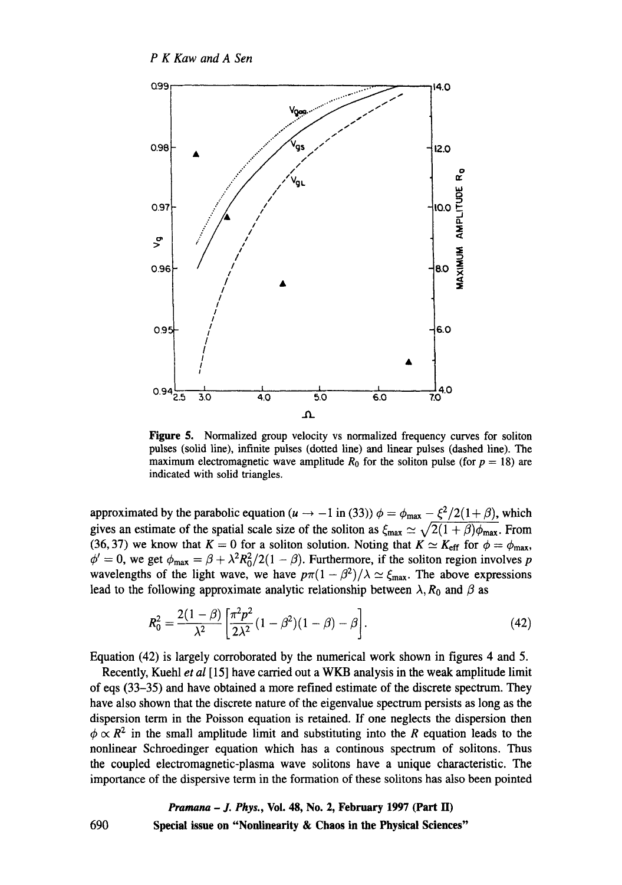**Figure 5.** Normalized group velocity vs normalized frequency curves for soliton pulses (solid line), infinite pulses (dotted line) and linear pulses (dashed line). The maximum electromagnetic wave amplitude $R_0$ for the soliton pulse (for $p = 18$) are indicated with solid triangles.

approximated by the parabolic equation ($u \to -1$ in (33)) $\phi = \phi_{\max} - \xi^2/2(1+\beta)$, which gives an estimate of the spatial scale size of the soliton as $\xi_{\max} \simeq \sqrt{2(1+\beta)\phi_{\max}}$. From (36, 37) we know that $K = 0$ for a soliton solution. Noting that $K \simeq K_{\text{eff}}$ for $\phi = \phi_{\max}$, $\phi' = 0$, we get $\phi_{\max} = \beta + \lambda^2 R_0^2/2(1-\beta)$. Furthermore, if the soliton region involves $p$ wavelengths of the light wave, we have $p\pi(1-\beta^2)/\lambda \simeq \xi_{\max}$. The above expressions lead to the following approximate analytic relationship between $\lambda, R_0$ and $\beta$ as

$$R_0^2 = \frac{2(1-\beta)}{\lambda^2}\left[\frac{\pi^2 p^2}{2\lambda^2}(1-\beta^2)(1-\beta) - \beta\right]. \tag{42}$$

Equation (42) is largely corroborated by the numerical work shown in figures 4 and 5.

Recently, Kuehl *et al* [15] have carried out a WKB analysis in the weak amplitude limit of eqs (33–35) and have obtained a more refined estimate of the discrete spectrum. They have also shown that the discrete nature of the eigenvalue spectrum persists as long as the dispersion term in the Poisson equation is retained. If one neglects the dispersion then $\phi \propto R^2$ in the small amplitude limit and substituting into the $R$ equation leads to the nonlinear Schroedinger equation which has a continous spectrum of solitons. Thus the coupled electromagnetic-plasma wave solitons have a unique characteristic. The importance of the dispersive term in the formation of these solitons has also been pointed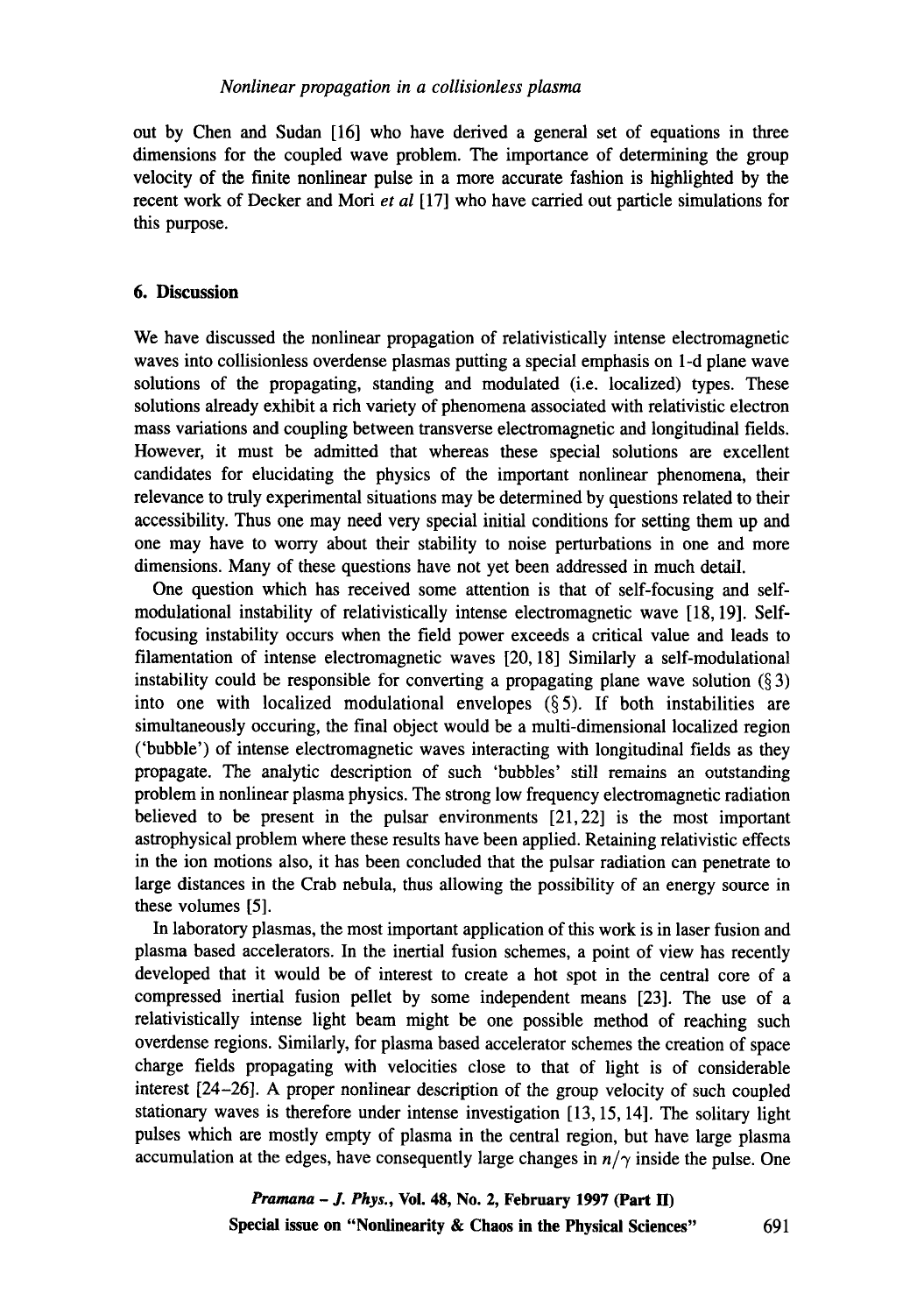out by Chen and Sudan [16] who have derived a general set of equations in three dimensions for the coupled wave problem. The importance of determining the group velocity of the finite nonlinear pulse in a more accurate fashion is highlighted by the recent work of Decker and Mori *et al* [17] who have carried out particle simulations for this purpose.

## 6. Discussion

We have discussed the nonlinear propagation of relativistically intense electromagnetic waves into collisionless overdense plasmas putting a special emphasis on 1-d plane wave solutions of the propagating, standing and modulated (i.e. localized) types. These solutions already exhibit a rich variety of phenomena associated with relativistic electron mass variations and coupling between transverse electromagnetic and longitudinal fields. However, it must be admitted that whereas these special solutions are excellent candidates for elucidating the physics of the important nonlinear phenomena, their relevance to truly experimental situations may be determined by questions related to their accessibility. Thus one may need very special initial conditions for setting them up and one may have to worry about their stability to noise perturbations in one and more dimensions. Many of these questions have not yet been addressed in much detail.

One question which has received some attention is that of self-focusing and self-modulational instability of relativistically intense electromagnetic wave [18, 19]. Self-focusing instability occurs when the field power exceeds a critical value and leads to filamentation of intense electromagnetic waves [20, 18] Similarly a self-modulational instability could be responsible for converting a propagating plane wave solution (§ 3) into one with localized modulational envelopes (§ 5). If both instabilities are simultaneously occuring, the final object would be a multi-dimensional localized region ('bubble') of intense electromagnetic waves interacting with longitudinal fields as they propagate. The analytic description of such 'bubbles' still remains an outstanding problem in nonlinear plasma physics. The strong low frequency electromagnetic radiation believed to be present in the pulsar environments [21, 22] is the most important astrophysical problem where these results have been applied. Retaining relativistic effects in the ion motions also, it has been concluded that the pulsar radiation can penetrate to large distances in the Crab nebula, thus allowing the possibility of an energy source in these volumes [5].

In laboratory plasmas, the most important application of this work is in laser fusion and plasma based accelerators. In the inertial fusion schemes, a point of view has recently developed that it would be of interest to create a hot spot in the central core of a compressed inertial fusion pellet by some independent means [23]. The use of a relativistically intense light beam might be one possible method of reaching such overdense regions. Similarly, for plasma based accelerator schemes the creation of space charge fields propagating with velocities close to that of light is of considerable interest [24–26]. A proper nonlinear description of the group velocity of such coupled stationary waves is therefore under intense investigation [13, 15, 14]. The solitary light pulses which are mostly empty of plasma in the central region, but have large plasma accumulation at the edges, have consequently large changes in $n/\gamma$ inside the pulse. One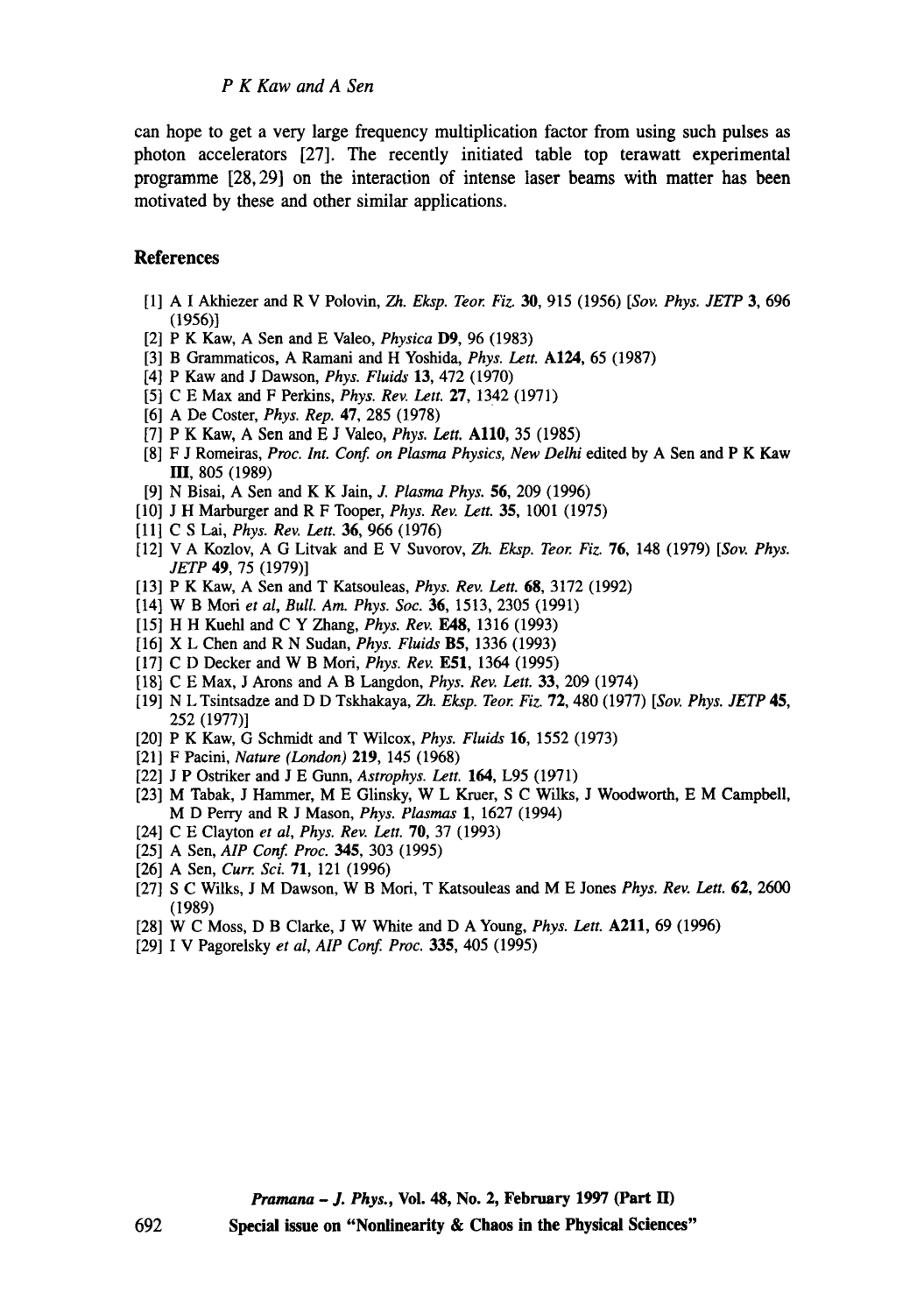can hope to get a very large frequency multiplication factor from using such pulses as photon accelerators [27]. The recently initiated table top terawatt experimental programme [28, 29] on the interaction of intense laser beams with matter has been motivated by these and other similar applications.

## References

[1] A I Akhiezer and R V Polovin, *Zh. Eksp. Teor. Fiz.* **30**, 915 (1956) [*Sov. Phys. JETP* **3**, 696 (1956)]

[2] P K Kaw, A Sen and E Valeo, *Physica* **D9**, 96 (1983)

[3] B Grammaticos, A Ramani and H Yoshida, *Phys. Lett.* **A124**, 65 (1987)

[4] P Kaw and J Dawson, *Phys. Fluids* **13**, 472 (1970)

[5] C E Max and F Perkins, *Phys. Rev. Lett.* **27**, 1342 (1971)

[6] A De Coster, *Phys. Rep.* **47**, 285 (1978)

[7] P K Kaw, A Sen and E J Valeo, *Phys. Lett.* **A110**, 35 (1985)

[8] F J Romeiras, *Proc. Int. Conf. on Plasma Physics, New Delhi* edited by A Sen and P K Kaw **III**, 805 (1989)

[9] N Bisai, A Sen and K K Jain, *J. Plasma Phys.* **56**, 209 (1996)

[10] J H Marburger and R F Tooper, *Phys. Rev. Lett.* **35**, 1001 (1975)

[11] C S Lai, *Phys. Rev. Lett.* **36**, 966 (1976)

[12] V A Kozlov, A G Litvak and E V Suvorov, *Zh. Eksp. Teor. Fiz.* **76**, 148 (1979) [*Sov. Phys. JETP* **49**, 75 (1979)]

[13] P K Kaw, A Sen and T Katsouleas, *Phys. Rev. Lett.* **68**, 3172 (1992)

[14] W B Mori *et al*, *Bull. Am. Phys. Soc.* **36**, 1513, 2305 (1991)

[15] H H Kuehl and C Y Zhang, *Phys. Rev.* **E48**, 1316 (1993)

[16] X L Chen and R N Sudan, *Phys. Fluids* **B5**, 1336 (1993)

[17] C D Decker and W B Mori, *Phys. Rev.* **E51**, 1364 (1995)

[18] C E Max, J Arons and A B Langdon, *Phys. Rev. Lett.* **33**, 209 (1974)

[19] N L Tsintsadze and D D Tskhakaya, *Zh. Eksp. Teor. Fiz.* **72**, 480 (1977) [*Sov. Phys. JETP* **45**, 252 (1977)]

[20] P K Kaw, G Schmidt and T Wilcox, *Phys. Fluids* **16**, 1552 (1973)

[21] F Pacini, *Nature (London)* **219**, 145 (1968)

[22] J P Ostriker and J E Gunn, *Astrophys. Lett.* **164**, L95 (1971)

[23] M Tabak, J Hammer, M E Glinsky, W L Kruer, S C Wilks, J Woodworth, E M Campbell, M D Perry and R J Mason, *Phys. Plasmas* **1**, 1627 (1994)

[24] C E Clayton *et al*, *Phys. Rev. Lett.* **70**, 37 (1993)

[25] A Sen, *AIP Conf. Proc.* **345**, 303 (1995)

[26] A Sen, *Curr. Sci.* **71**, 121 (1996)

[27] S C Wilks, J M Dawson, W B Mori, T Katsouleas and M E Jones *Phys. Rev. Lett.* **62**, 2600 (1989)

[28] W C Moss, D B Clarke, J W White and D A Young, *Phys. Lett.* **A211**, 69 (1996)

[29] I V Pagorelsky *et al*, *AIP Conf. Proc.* **335**, 405 (1995)